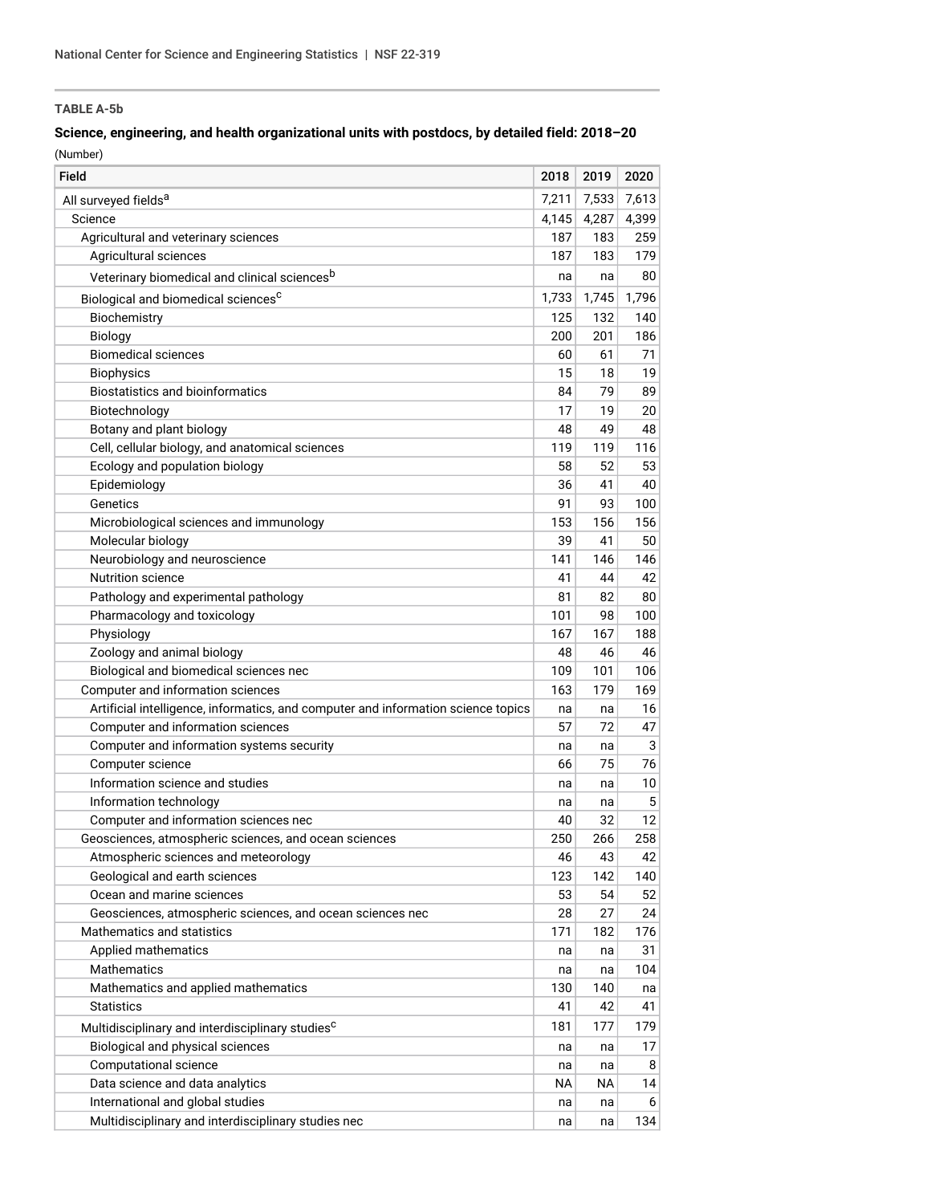**TABLE A-5b**

**Science, engineering, and health organizational units with postdocs, by detailed field: 2018–20**

(Number)

| Field | 2018 | 2019 | 2020 |
|---|---|---|---|
| All surveyed fields[a] | 7,211 | 7,533 | 7,613 |
| Science | 4,145 | 4,287 | 4,399 |
| Agricultural and veterinary sciences | 187 | 183 | 259 |
| Agricultural sciences | 187 | 183 | 179 |
| Veterinary biomedical and clinical sciences[b] | na | na | 80 |
| Biological and biomedical sciences[c] | 1,733 | 1,745 | 1,796 |
| Biochemistry | 125 | 132 | 140 |
| Biology | 200 | 201 | 186 |
| Biomedical sciences | 60 | 61 | 71 |
| Biophysics | 15 | 18 | 19 |
| Biostatistics and bioinformatics | 84 | 79 | 89 |
| Biotechnology | 17 | 19 | 20 |
| Botany and plant biology | 48 | 49 | 48 |
| Cell, cellular biology, and anatomical sciences | 119 | 119 | 116 |
| Ecology and population biology | 58 | 52 | 53 |
| Epidemiology | 36 | 41 | 40 |
| Genetics | 91 | 93 | 100 |
| Microbiological sciences and immunology | 153 | 156 | 156 |
| Molecular biology | 39 | 41 | 50 |
| Neurobiology and neuroscience | 141 | 146 | 146 |
| Nutrition science | 41 | 44 | 42 |
| Pathology and experimental pathology | 81 | 82 | 80 |
| Pharmacology and toxicology | 101 | 98 | 100 |
| Physiology | 167 | 167 | 188 |
| Zoology and animal biology | 48 | 46 | 46 |
| Biological and biomedical sciences nec | 109 | 101 | 106 |
| Computer and information sciences | 163 | 179 | 169 |
| Artificial intelligence, informatics, and computer and information science topics | na | na | 16 |
| Computer and information sciences | 57 | 72 | 47 |
| Computer and information systems security | na | na | 3 |
| Computer science | 66 | 75 | 76 |
| Information science and studies | na | na | 10 |
| Information technology | na | na | 5 |
| Computer and information sciences nec | 40 | 32 | 12 |
| Geosciences, atmospheric sciences, and ocean sciences | 250 | 266 | 258 |
| Atmospheric sciences and meteorology | 46 | 43 | 42 |
| Geological and earth sciences | 123 | 142 | 140 |
| Ocean and marine sciences | 53 | 54 | 52 |
| Geosciences, atmospheric sciences, and ocean sciences nec | 28 | 27 | 24 |
| Mathematics and statistics | 171 | 182 | 176 |
| Applied mathematics | na | na | 31 |
| Mathematics | na | na | 104 |
| Mathematics and applied mathematics | 130 | 140 | na |
| Statistics | 41 | 42 | 41 |
| Multidisciplinary and interdisciplinary studies[c] | 181 | 177 | 179 |
| Biological and physical sciences | na | na | 17 |
| Computational science | na | na | 8 |
| Data science and data analytics | NA | NA | 14 |
| International and global studies | na | na | 6 |
| Multidisciplinary and interdisciplinary studies nec | na | na | 134 |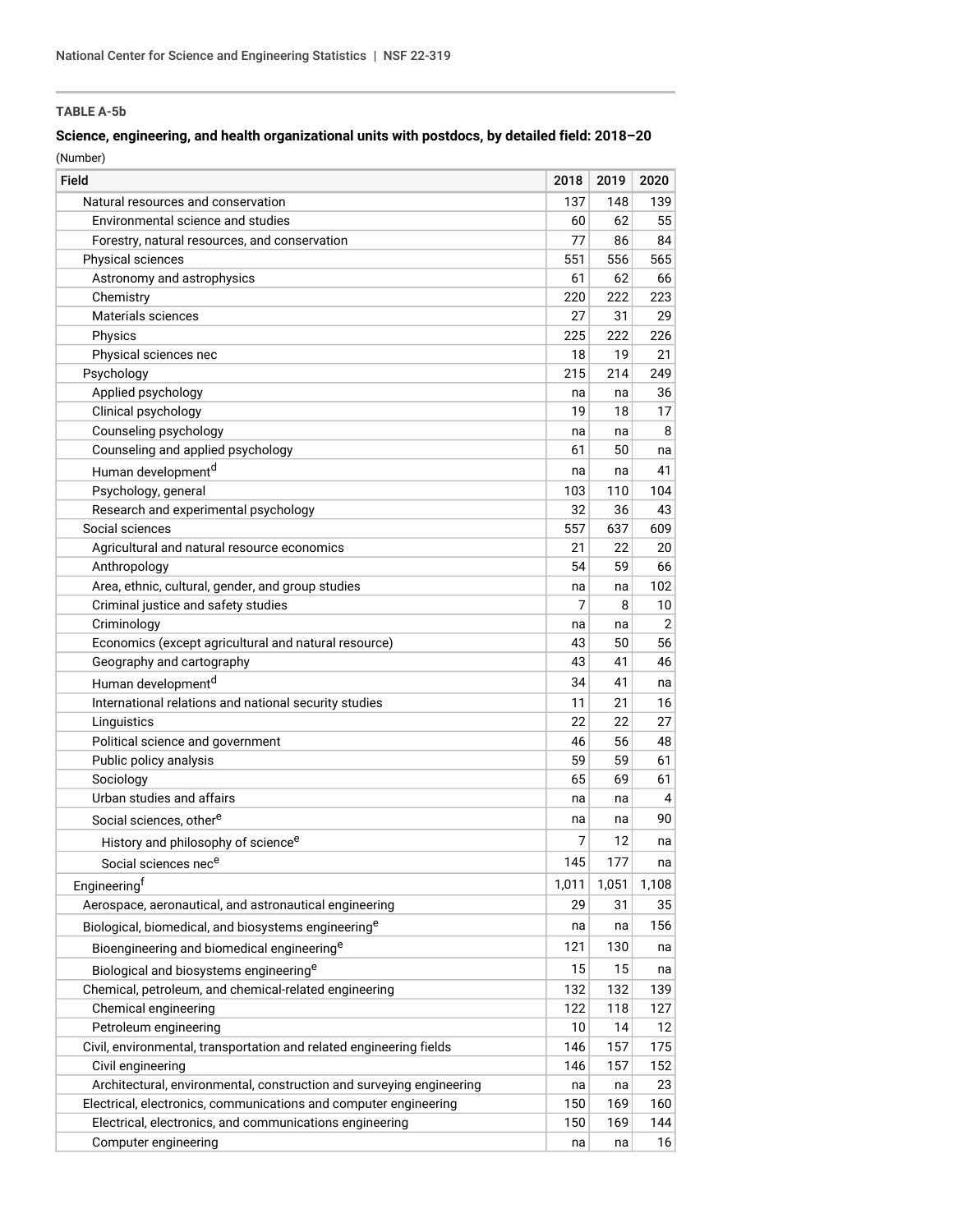**TABLE A-5b**

**Science, engineering, and health organizational units with postdocs, by detailed field: 2018–20**

(Number)

| Field | 2018 | 2019 | 2020 |
|---|---|---|---|
| Natural resources and conservation | 137 | 148 | 139 |
| Environmental science and studies | 60 | 62 | 55 |
| Forestry, natural resources, and conservation | 77 | 86 | 84 |
| Physical sciences | 551 | 556 | 565 |
| Astronomy and astrophysics | 61 | 62 | 66 |
| Chemistry | 220 | 222 | 223 |
| Materials sciences | 27 | 31 | 29 |
| Physics | 225 | 222 | 226 |
| Physical sciences nec | 18 | 19 | 21 |
| Psychology | 215 | 214 | 249 |
| Applied psychology | na | na | 36 |
| Clinical psychology | 19 | 18 | 17 |
| Counseling psychology | na | na | 8 |
| Counseling and applied psychology | 61 | 50 | na |
| Human development[d] | na | na | 41 |
| Psychology, general | 103 | 110 | 104 |
| Research and experimental psychology | 32 | 36 | 43 |
| Social sciences | 557 | 637 | 609 |
| Agricultural and natural resource economics | 21 | 22 | 20 |
| Anthropology | 54 | 59 | 66 |
| Area, ethnic, cultural, gender, and group studies | na | na | 102 |
| Criminal justice and safety studies | 7 | 8 | 10 |
| Criminology | na | na | 2 |
| Economics (except agricultural and natural resource) | 43 | 50 | 56 |
| Geography and cartography | 43 | 41 | 46 |
| Human development[d] | 34 | 41 | na |
| International relations and national security studies | 11 | 21 | 16 |
| Linguistics | 22 | 22 | 27 |
| Political science and government | 46 | 56 | 48 |
| Public policy analysis | 59 | 59 | 61 |
| Sociology | 65 | 69 | 61 |
| Urban studies and affairs | na | na | 4 |
| Social sciences, other[e] | na | na | 90 |
| History and philosophy of science[e] | 7 | 12 | na |
| Social sciences nec[e] | 145 | 177 | na |
| Engineering[f] | 1,011 | 1,051 | 1,108 |
| Aerospace, aeronautical, and astronautical engineering | 29 | 31 | 35 |
| Biological, biomedical, and biosystems engineering[e] | na | na | 156 |
| Bioengineering and biomedical engineering[e] | 121 | 130 | na |
| Biological and biosystems engineering[e] | 15 | 15 | na |
| Chemical, petroleum, and chemical-related engineering | 132 | 132 | 139 |
| Chemical engineering | 122 | 118 | 127 |
| Petroleum engineering | 10 | 14 | 12 |
| Civil, environmental, transportation and related engineering fields | 146 | 157 | 175 |
| Civil engineering | 146 | 157 | 152 |
| Architectural, environmental, construction and surveying engineering | na | na | 23 |
| Electrical, electronics, communications and computer engineering | 150 | 169 | 160 |
| Electrical, electronics, and communications engineering | 150 | 169 | 144 |
| Computer engineering | na | na | 16 |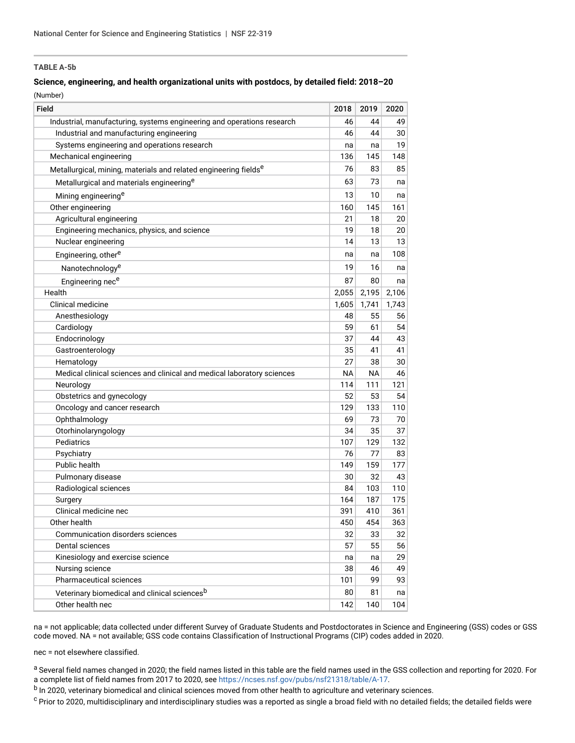TABLE A-5b

**Science, engineering, and health organizational units with postdocs, by detailed field: 2018–20**

(Number)

| Field | 2018 | 2019 | 2020 |
|---|---|---|---|
| Industrial, manufacturing, systems engineering and operations research | 46 | 44 | 49 |
| Industrial and manufacturing engineering | 46 | 44 | 30 |
| Systems engineering and operations research | na | na | 19 |
| Mechanical engineering | 136 | 145 | 148 |
| Metallurgical, mining, materials and related engineering fields[e] | 76 | 83 | 85 |
| Metallurgical and materials engineering[e] | 63 | 73 | na |
| Mining engineering[e] | 13 | 10 | na |
| Other engineering | 160 | 145 | 161 |
| Agricultural engineering | 21 | 18 | 20 |
| Engineering mechanics, physics, and science | 19 | 18 | 20 |
| Nuclear engineering | 14 | 13 | 13 |
| Engineering, other[e] | na | na | 108 |
| Nanotechnology[e] | 19 | 16 | na |
| Engineering nec[e] | 87 | 80 | na |
| Health | 2,055 | 2,195 | 2,106 |
| Clinical medicine | 1,605 | 1,741 | 1,743 |
| Anesthesiology | 48 | 55 | 56 |
| Cardiology | 59 | 61 | 54 |
| Endocrinology | 37 | 44 | 43 |
| Gastroenterology | 35 | 41 | 41 |
| Hematology | 27 | 38 | 30 |
| Medical clinical sciences and clinical and medical laboratory sciences | NA | NA | 46 |
| Neurology | 114 | 111 | 121 |
| Obstetrics and gynecology | 52 | 53 | 54 |
| Oncology and cancer research | 129 | 133 | 110 |
| Ophthalmology | 69 | 73 | 70 |
| Otorhinolaryngology | 34 | 35 | 37 |
| Pediatrics | 107 | 129 | 132 |
| Psychiatry | 76 | 77 | 83 |
| Public health | 149 | 159 | 177 |
| Pulmonary disease | 30 | 32 | 43 |
| Radiological sciences | 84 | 103 | 110 |
| Surgery | 164 | 187 | 175 |
| Clinical medicine nec | 391 | 410 | 361 |
| Other health | 450 | 454 | 363 |
| Communication disorders sciences | 32 | 33 | 32 |
| Dental sciences | 57 | 55 | 56 |
| Kinesiology and exercise science | na | na | 29 |
| Nursing science | 38 | 46 | 49 |
| Pharmaceutical sciences | 101 | 99 | 93 |
| Veterinary biomedical and clinical sciences[b] | 80 | 81 | na |
| Other health nec | 142 | 140 | 104 |

na = not applicable; data collected under different Survey of Graduate Students and Postdoctorates in Science and Engineering (GSS) codes or GSS code moved. NA = not available; GSS code contains Classification of Instructional Programs (CIP) codes added in 2020.

nec = not elsewhere classified.

[a] Several field names changed in 2020; the field names listed in this table are the field names used in the GSS collection and reporting for 2020. For a complete list of field names from 2017 to 2020, see https://ncses.nsf.gov/pubs/nsf21318/table/A-17.

[b] In 2020, veterinary biomedical and clinical sciences moved from other health to agriculture and veterinary sciences.

[c] Prior to 2020, multidisciplinary and interdisciplinary studies was a reported as single a broad field with no detailed fields; the detailed fields were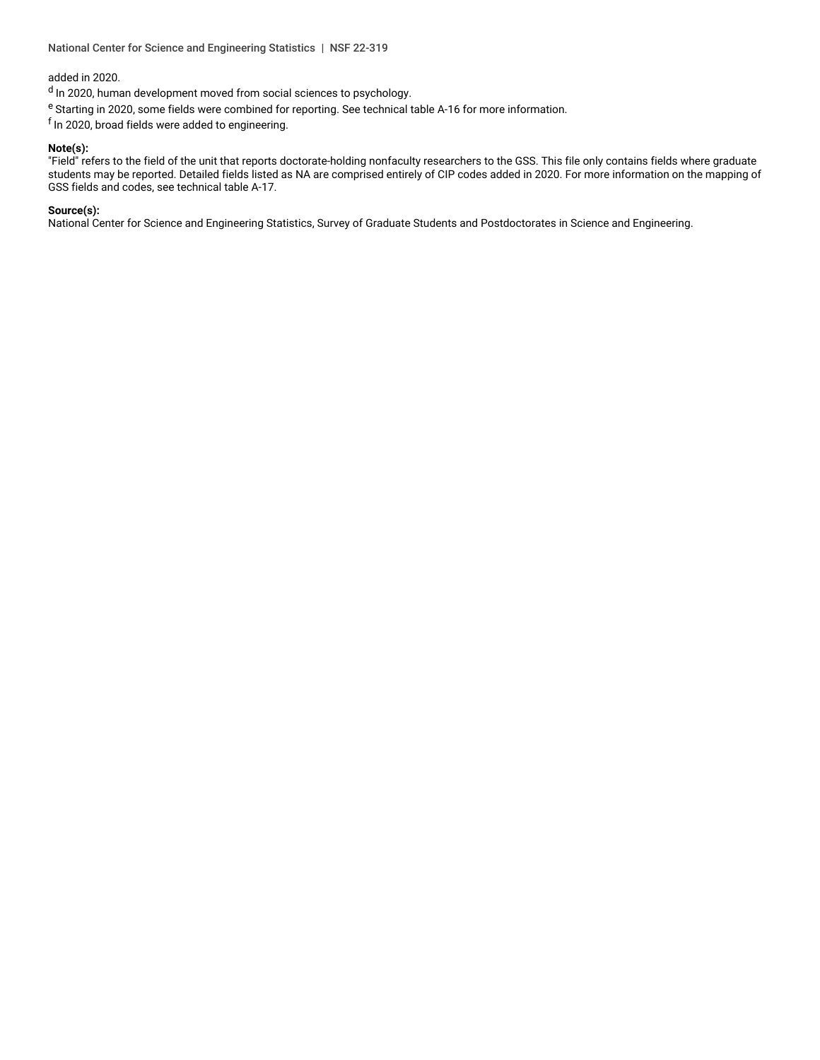added in 2020.

[d] In 2020, human development moved from social sciences to psychology.

[e] Starting in 2020, some fields were combined for reporting. See technical table A-16 for more information.

[f] In 2020, broad fields were added to engineering.

**Note(s):**
"Field" refers to the field of the unit that reports doctorate-holding nonfaculty researchers to the GSS. This file only contains fields where graduate students may be reported. Detailed fields listed as NA are comprised entirely of CIP codes added in 2020. For more information on the mapping of GSS fields and codes, see technical table A-17.

**Source(s):**
National Center for Science and Engineering Statistics, Survey of Graduate Students and Postdoctorates in Science and Engineering.